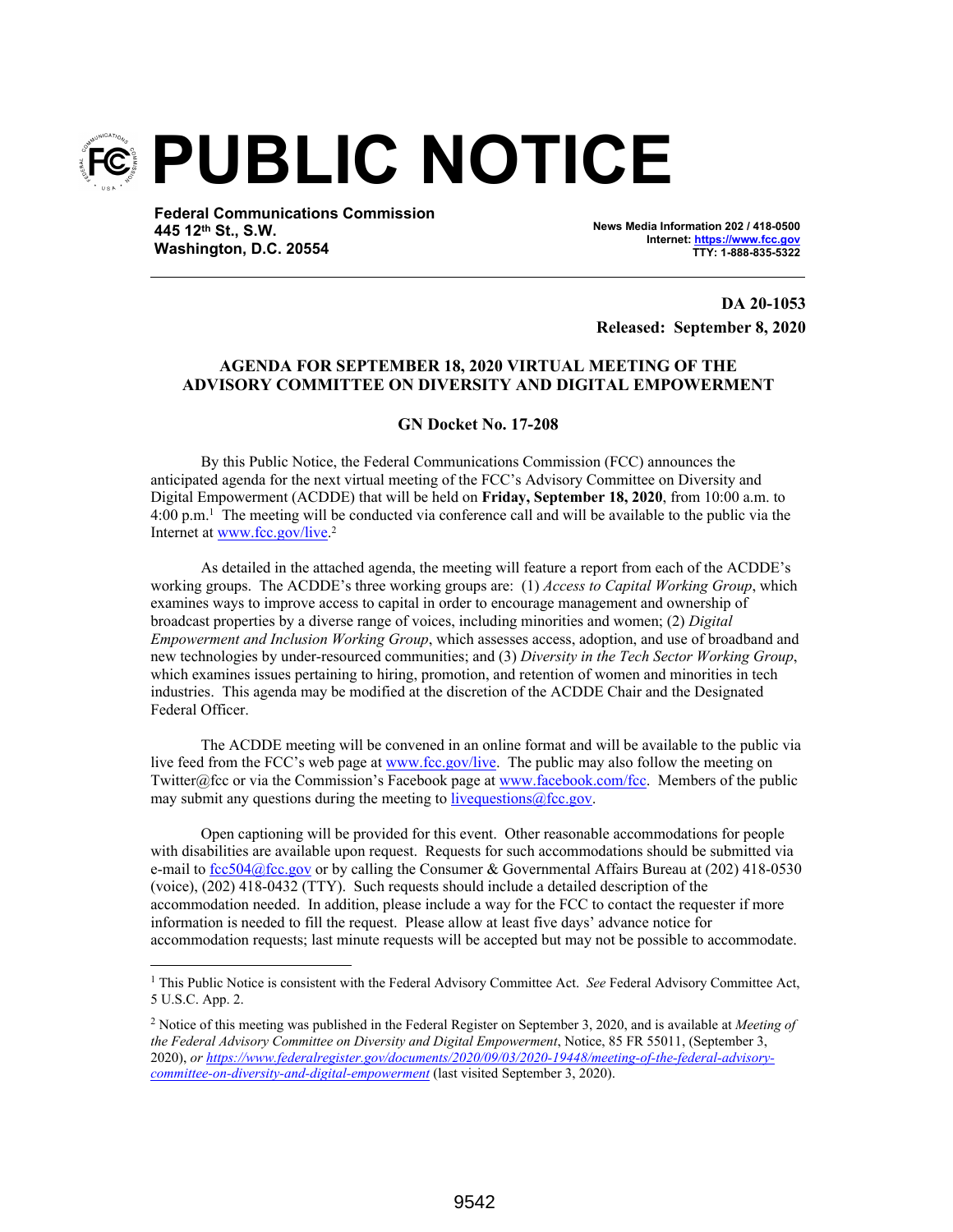# PUBLIC NOTICE

**Federal Communications Commission**
**445 12th St., S.W.**
**Washington, D.C. 20554**

**News Media Information 202 / 418-0500**
**Internet: https://www.fcc.gov**
**TTY: 1-888-835-5322**

**DA 20-1053**
**Released: September 8, 2020**

**AGENDA FOR SEPTEMBER 18, 2020 VIRTUAL MEETING OF THE ADVISORY COMMITTEE ON DIVERSITY AND DIGITAL EMPOWERMENT**

**GN Docket No. 17-208**

By this Public Notice, the Federal Communications Commission (FCC) announces the anticipated agenda for the next virtual meeting of the FCC's Advisory Committee on Diversity and Digital Empowerment (ACDDE) that will be held on **Friday, September 18, 2020**, from 10:00 a.m. to 4:00 p.m.[1] The meeting will be conducted via conference call and will be available to the public via the Internet at www.fcc.gov/live.[2]

As detailed in the attached agenda, the meeting will feature a report from each of the ACDDE's working groups. The ACDDE's three working groups are: (1) *Access to Capital Working Group*, which examines ways to improve access to capital in order to encourage management and ownership of broadcast properties by a diverse range of voices, including minorities and women; (2) *Digital Empowerment and Inclusion Working Group*, which assesses access, adoption, and use of broadband and new technologies by under-resourced communities; and (3) *Diversity in the Tech Sector Working Group*, which examines issues pertaining to hiring, promotion, and retention of women and minorities in tech industries. This agenda may be modified at the discretion of the ACDDE Chair and the Designated Federal Officer.

The ACDDE meeting will be convened in an online format and will be available to the public via live feed from the FCC's web page at www.fcc.gov/live. The public may also follow the meeting on Twitter@fcc or via the Commission's Facebook page at www.facebook.com/fcc. Members of the public may submit any questions during the meeting to livequestions@fcc.gov.

Open captioning will be provided for this event. Other reasonable accommodations for people with disabilities are available upon request. Requests for such accommodations should be submitted via e-mail to fcc504@fcc.gov or by calling the Consumer & Governmental Affairs Bureau at (202) 418-0530 (voice), (202) 418-0432 (TTY). Such requests should include a detailed description of the accommodation needed. In addition, please include a way for the FCC to contact the requester if more information is needed to fill the request. Please allow at least five days' advance notice for accommodation requests; last minute requests will be accepted but may not be possible to accommodate.

---

[1] This Public Notice is consistent with the Federal Advisory Committee Act. *See* Federal Advisory Committee Act, 5 U.S.C. App. 2.

[2] Notice of this meeting was published in the Federal Register on September 3, 2020, and is available at *Meeting of the Federal Advisory Committee on Diversity and Digital Empowerment*, Notice, 85 FR 55011, (September 3, 2020), *or https://www.federalregister.gov/documents/2020/09/03/2020-19448/meeting-of-the-federal-advisory-committee-on-diversity-and-digital-empowerment* (last visited September 3, 2020).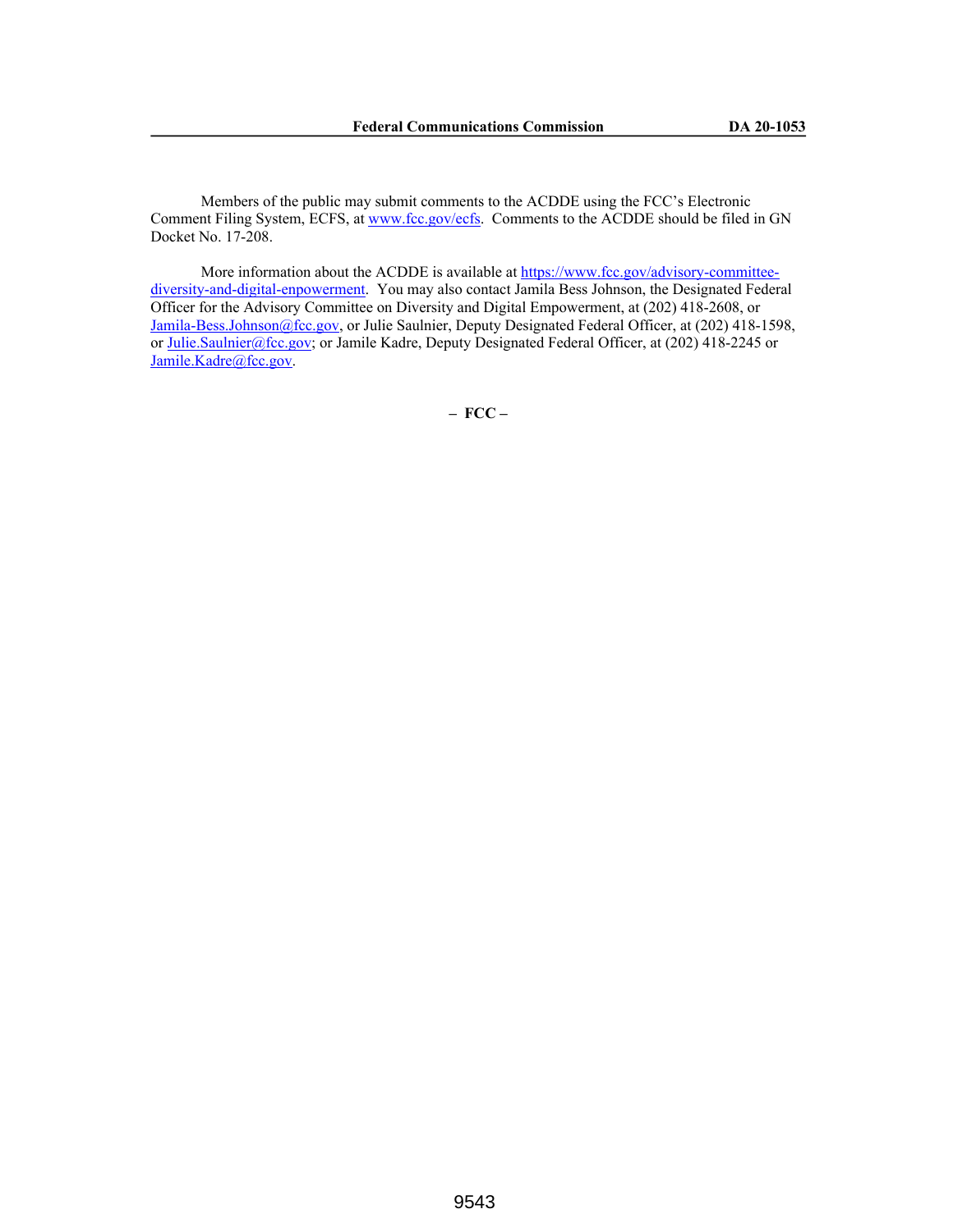Members of the public may submit comments to the ACDDE using the FCC's Electronic Comment Filing System, ECFS, at www.fcc.gov/ecfs. Comments to the ACDDE should be filed in GN Docket No. 17-208.

More information about the ACDDE is available at https://www.fcc.gov/advisory-committee-diversity-and-digital-enpowerment. You may also contact Jamila Bess Johnson, the Designated Federal Officer for the Advisory Committee on Diversity and Digital Empowerment, at (202) 418-2608, or Jamila-Bess.Johnson@fcc.gov, or Julie Saulnier, Deputy Designated Federal Officer, at (202) 418-1598, or Julie.Saulnier@fcc.gov; or Jamile Kadre, Deputy Designated Federal Officer, at (202) 418-2245 or Jamile.Kadre@fcc.gov.

**– FCC –**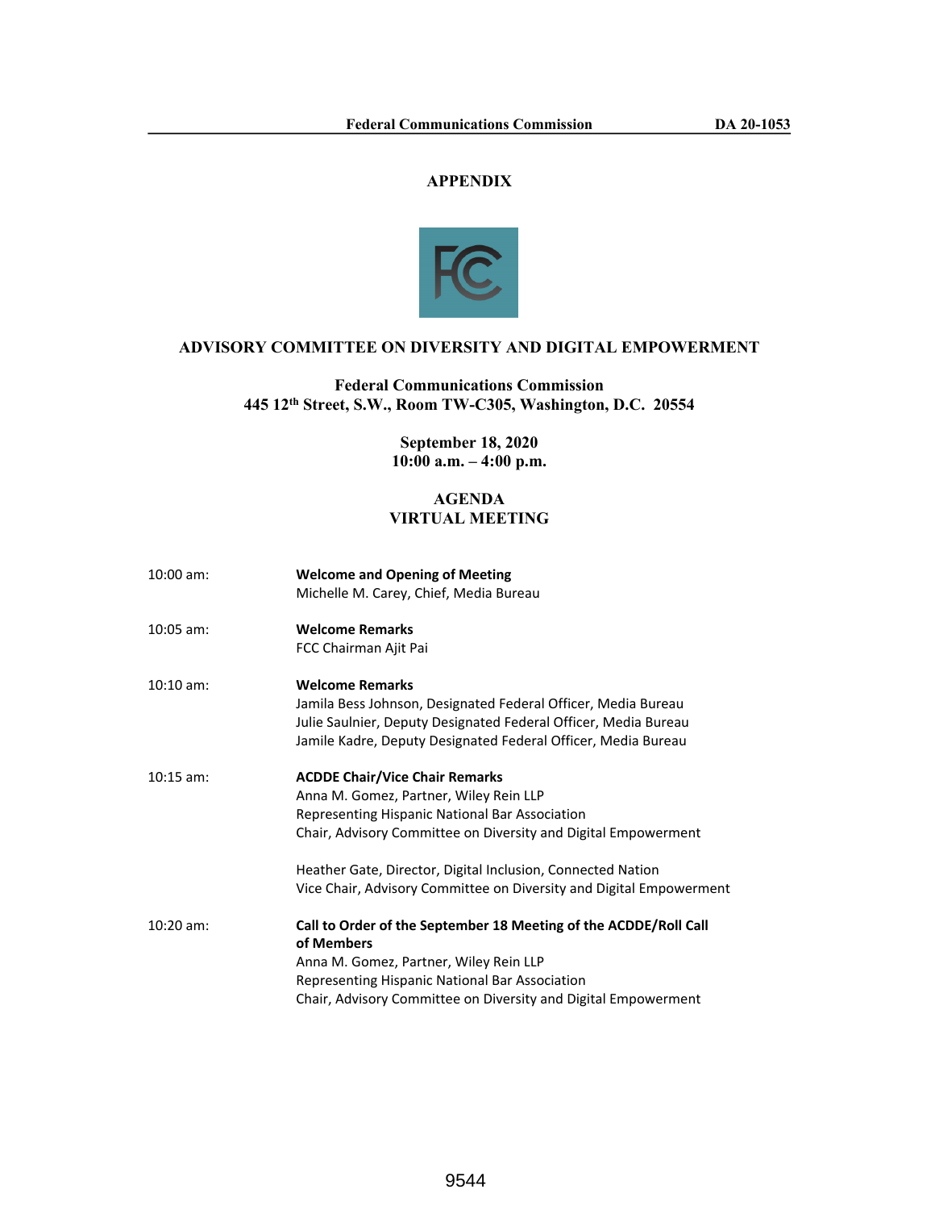## APPENDIX

### ADVISORY COMMITTEE ON DIVERSITY AND DIGITAL EMPOWERMENT

**Federal Communications Commission**
**445 12th Street, S.W., Room TW-C305, Washington, D.C. 20554**

**September 18, 2020**
**10:00 a.m. – 4:00 p.m.**

### AGENDA
### VIRTUAL MEETING

10:00 am: **Welcome and Opening of Meeting**
Michelle M. Carey, Chief, Media Bureau

10:05 am: **Welcome Remarks**
FCC Chairman Ajit Pai

10:10 am: **Welcome Remarks**
Jamila Bess Johnson, Designated Federal Officer, Media Bureau
Julie Saulnier, Deputy Designated Federal Officer, Media Bureau
Jamile Kadre, Deputy Designated Federal Officer, Media Bureau

10:15 am: **ACDDE Chair/Vice Chair Remarks**
Anna M. Gomez, Partner, Wiley Rein LLP
Representing Hispanic National Bar Association
Chair, Advisory Committee on Diversity and Digital Empowerment

Heather Gate, Director, Digital Inclusion, Connected Nation
Vice Chair, Advisory Committee on Diversity and Digital Empowerment

10:20 am: **Call to Order of the September 18 Meeting of the ACDDE/Roll Call of Members**
Anna M. Gomez, Partner, Wiley Rein LLP
Representing Hispanic National Bar Association
Chair, Advisory Committee on Diversity and Digital Empowerment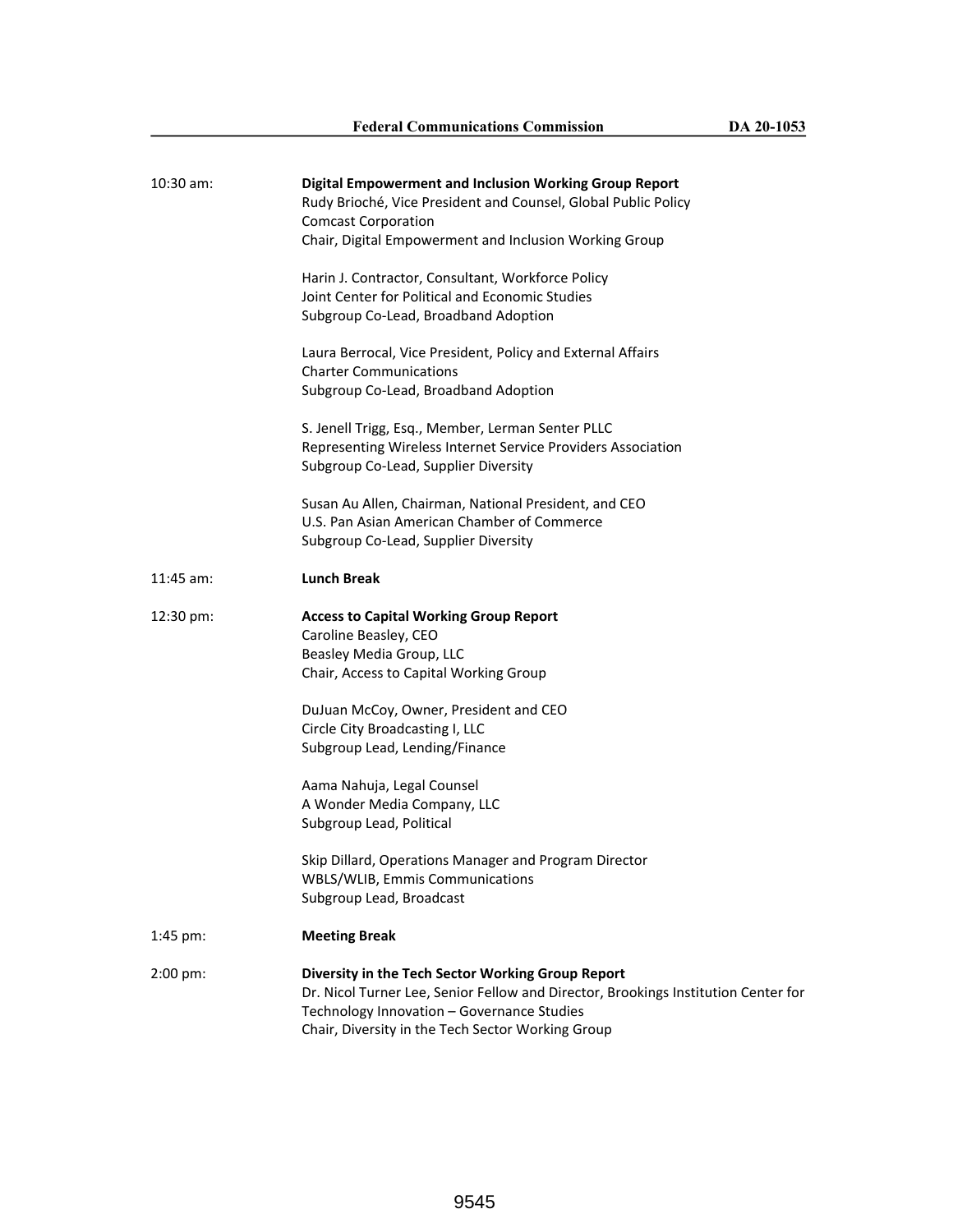10:30 am: **Digital Empowerment and Inclusion Working Group Report**
Rudy Brioché, Vice President and Counsel, Global Public Policy
Comcast Corporation
Chair, Digital Empowerment and Inclusion Working Group

Harin J. Contractor, Consultant, Workforce Policy
Joint Center for Political and Economic Studies
Subgroup Co-Lead, Broadband Adoption

Laura Berrocal, Vice President, Policy and External Affairs
Charter Communications
Subgroup Co-Lead, Broadband Adoption

S. Jenell Trigg, Esq., Member, Lerman Senter PLLC
Representing Wireless Internet Service Providers Association
Subgroup Co-Lead, Supplier Diversity

Susan Au Allen, Chairman, National President, and CEO
U.S. Pan Asian American Chamber of Commerce
Subgroup Co-Lead, Supplier Diversity

11:45 am: **Lunch Break**

12:30 pm: **Access to Capital Working Group Report**
Caroline Beasley, CEO
Beasley Media Group, LLC
Chair, Access to Capital Working Group

DuJuan McCoy, Owner, President and CEO
Circle City Broadcasting I, LLC
Subgroup Lead, Lending/Finance

Aama Nahuja, Legal Counsel
A Wonder Media Company, LLC
Subgroup Lead, Political

Skip Dillard, Operations Manager and Program Director
WBLS/WLIB, Emmis Communications
Subgroup Lead, Broadcast

1:45 pm: **Meeting Break**

2:00 pm: **Diversity in the Tech Sector Working Group Report**
Dr. Nicol Turner Lee, Senior Fellow and Director, Brookings Institution Center for Technology Innovation – Governance Studies
Chair, Diversity in the Tech Sector Working Group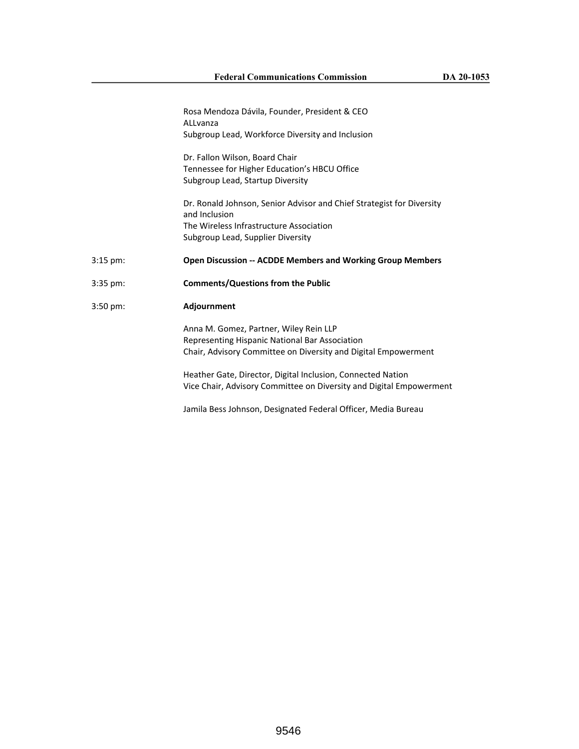Rosa Mendoza Dávila, Founder, President & CEO
ALLvanza
Subgroup Lead, Workforce Diversity and Inclusion

Dr. Fallon Wilson, Board Chair
Tennessee for Higher Education's HBCU Office
Subgroup Lead, Startup Diversity

Dr. Ronald Johnson, Senior Advisor and Chief Strategist for Diversity and Inclusion
The Wireless Infrastructure Association
Subgroup Lead, Supplier Diversity

3:15 pm: **Open Discussion -- ACDDE Members and Working Group Members**

3:35 pm: **Comments/Questions from the Public**

3:50 pm: **Adjournment**

Anna M. Gomez, Partner, Wiley Rein LLP
Representing Hispanic National Bar Association
Chair, Advisory Committee on Diversity and Digital Empowerment

Heather Gate, Director, Digital Inclusion, Connected Nation
Vice Chair, Advisory Committee on Diversity and Digital Empowerment

Jamila Bess Johnson, Designated Federal Officer, Media Bureau